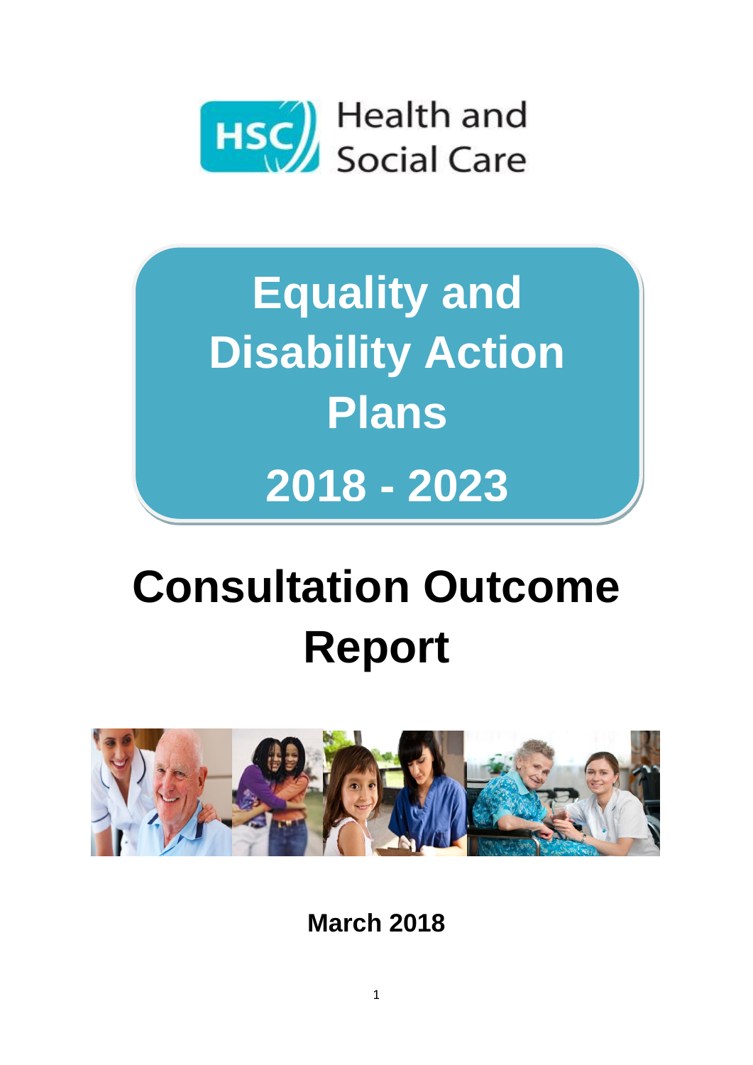HSC Health and Social Care

# Equality and Disability Action Plans

# 2018 - 2023

# Consultation Outcome Report

**March 2018**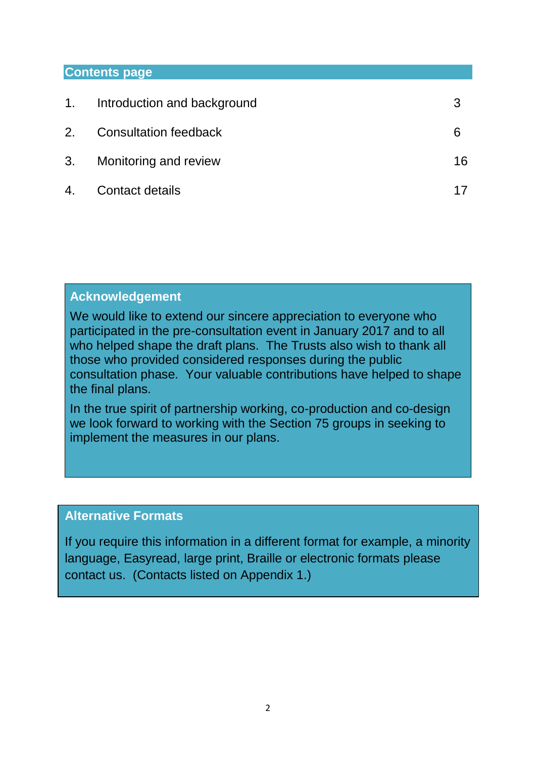## Contents page

| | | |
|---|---|---|
| 1. | Introduction and background | 3 |
| 2. | Consultation feedback | 6 |
| 3. | Monitoring and review | 16 |
| 4. | Contact details | 17 |

### Acknowledgement

We would like to extend our sincere appreciation to everyone who participated in the pre-consultation event in January 2017 and to all who helped shape the draft plans. The Trusts also wish to thank all those who provided considered responses during the public consultation phase. Your valuable contributions have helped to shape the final plans.

In the true spirit of partnership working, co-production and co-design we look forward to working with the Section 75 groups in seeking to implement the measures in our plans.

### Alternative Formats

If you require this information in a different format for example, a minority language, Easyread, large print, Braille or electronic formats please contact us. (Contacts listed on Appendix 1.)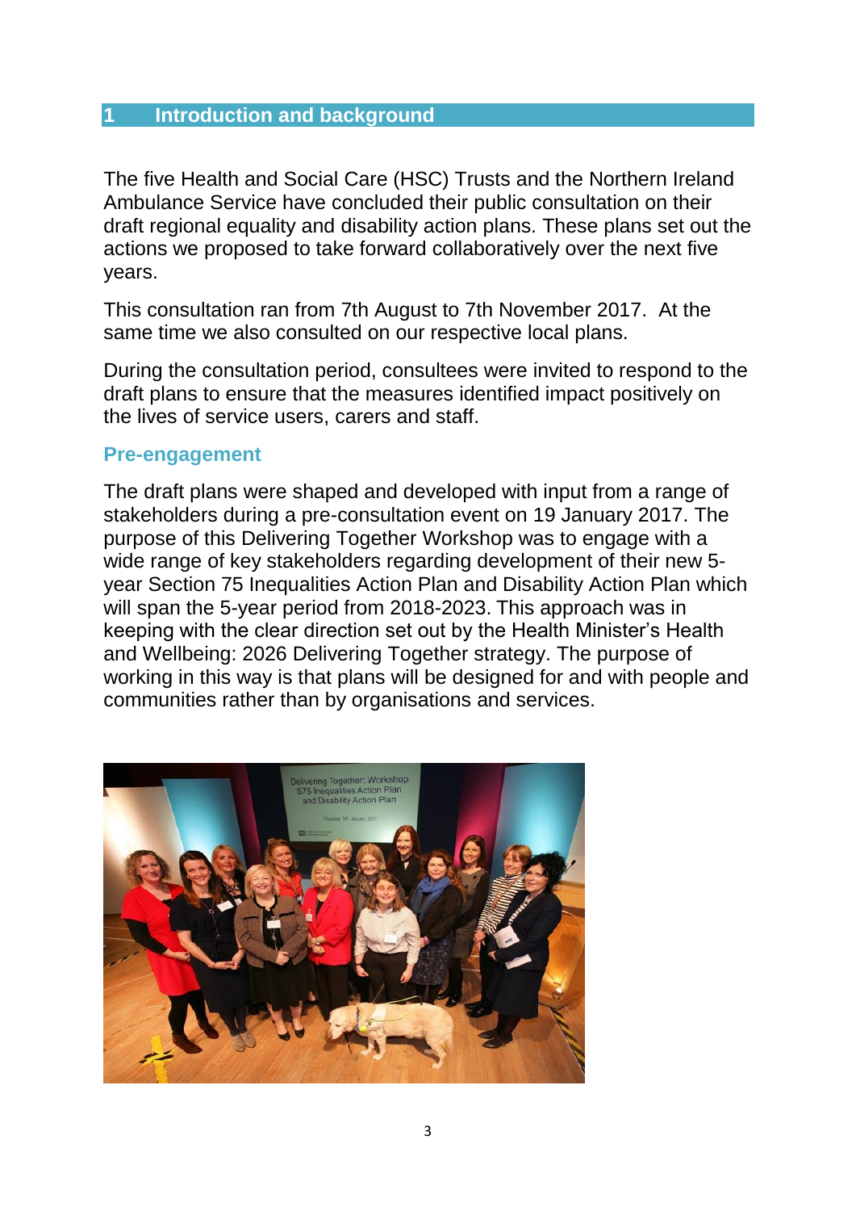## 1 Introduction and background

The five Health and Social Care (HSC) Trusts and the Northern Ireland Ambulance Service have concluded their public consultation on their draft regional equality and disability action plans. These plans set out the actions we proposed to take forward collaboratively over the next five years.

This consultation ran from 7th August to 7th November 2017. At the same time we also consulted on our respective local plans.

During the consultation period, consultees were invited to respond to the draft plans to ensure that the measures identified impact positively on the lives of service users, carers and staff.

### Pre-engagement

The draft plans were shaped and developed with input from a range of stakeholders during a pre-consultation event on 19 January 2017. The purpose of this Delivering Together Workshop was to engage with a wide range of key stakeholders regarding development of their new 5-year Section 75 Inequalities Action Plan and Disability Action Plan which will span the 5-year period from 2018-2023. This approach was in keeping with the clear direction set out by the Health Minister's Health and Wellbeing: 2026 Delivering Together strategy. The purpose of working in this way is that plans will be designed for and with people and communities rather than by organisations and services.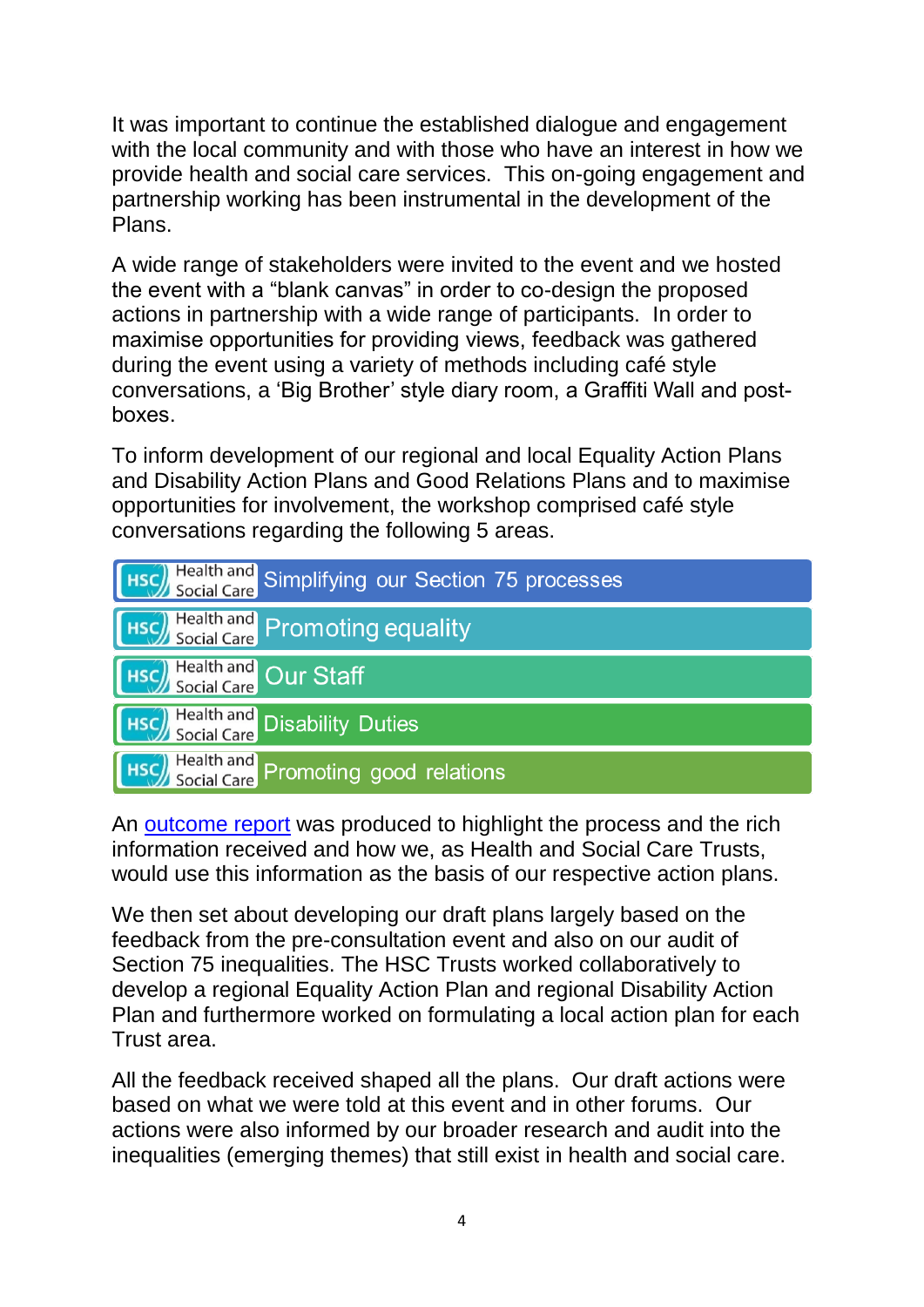It was important to continue the established dialogue and engagement with the local community and with those who have an interest in how we provide health and social care services. This on-going engagement and partnership working has been instrumental in the development of the Plans.

A wide range of stakeholders were invited to the event and we hosted the event with a "blank canvas" in order to co-design the proposed actions in partnership with a wide range of participants. In order to maximise opportunities for providing views, feedback was gathered during the event using a variety of methods including café style conversations, a 'Big Brother' style diary room, a Graffiti Wall and post-boxes.

To inform development of our regional and local Equality Action Plans and Disability Action Plans and Good Relations Plans and to maximise opportunities for involvement, the workshop comprised café style conversations regarding the following 5 areas.

- Simplifying our Section 75 processes
- Promoting equality
- Our Staff
- Disability Duties
- Promoting good relations

An outcome report was produced to highlight the process and the rich information received and how we, as Health and Social Care Trusts, would use this information as the basis of our respective action plans.

We then set about developing our draft plans largely based on the feedback from the pre-consultation event and also on our audit of Section 75 inequalities. The HSC Trusts worked collaboratively to develop a regional Equality Action Plan and regional Disability Action Plan and furthermore worked on formulating a local action plan for each Trust area.

All the feedback received shaped all the plans. Our draft actions were based on what we were told at this event and in other forums. Our actions were also informed by our broader research and audit into the inequalities (emerging themes) that still exist in health and social care.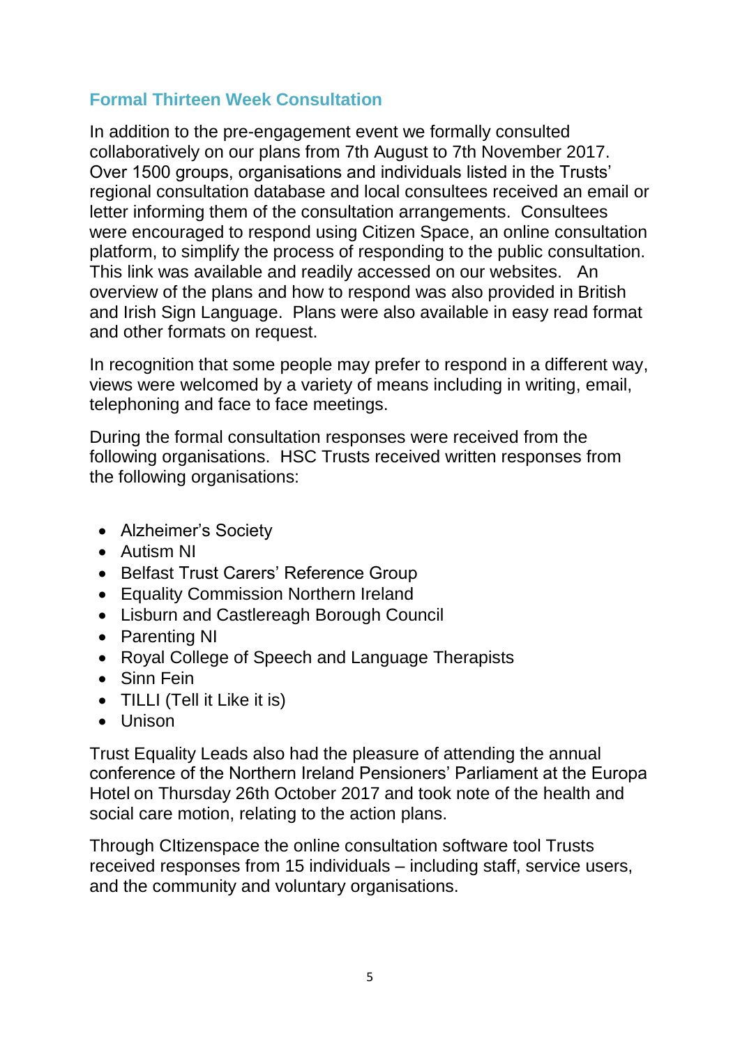## Formal Thirteen Week Consultation

In addition to the pre-engagement event we formally consulted collaboratively on our plans from 7th August to 7th November 2017. Over 1500 groups, organisations and individuals listed in the Trusts' regional consultation database and local consultees received an email or letter informing them of the consultation arrangements. Consultees were encouraged to respond using Citizen Space, an online consultation platform, to simplify the process of responding to the public consultation. This link was available and readily accessed on our websites. An overview of the plans and how to respond was also provided in British and Irish Sign Language. Plans were also available in easy read format and other formats on request.

In recognition that some people may prefer to respond in a different way, views were welcomed by a variety of means including in writing, email, telephoning and face to face meetings.

During the formal consultation responses were received from the following organisations. HSC Trusts received written responses from the following organisations:

- Alzheimer's Society
- Autism NI
- Belfast Trust Carers' Reference Group
- Equality Commission Northern Ireland
- Lisburn and Castlereagh Borough Council
- Parenting NI
- Royal College of Speech and Language Therapists
- Sinn Fein
- TILLI (Tell it Like it is)
- Unison

Trust Equality Leads also had the pleasure of attending the annual conference of the Northern Ireland Pensioners' Parliament at the Europa Hotel on Thursday 26th October 2017 and took note of the health and social care motion, relating to the action plans.

Through CItizenspace the online consultation software tool Trusts received responses from 15 individuals – including staff, service users, and the community and voluntary organisations.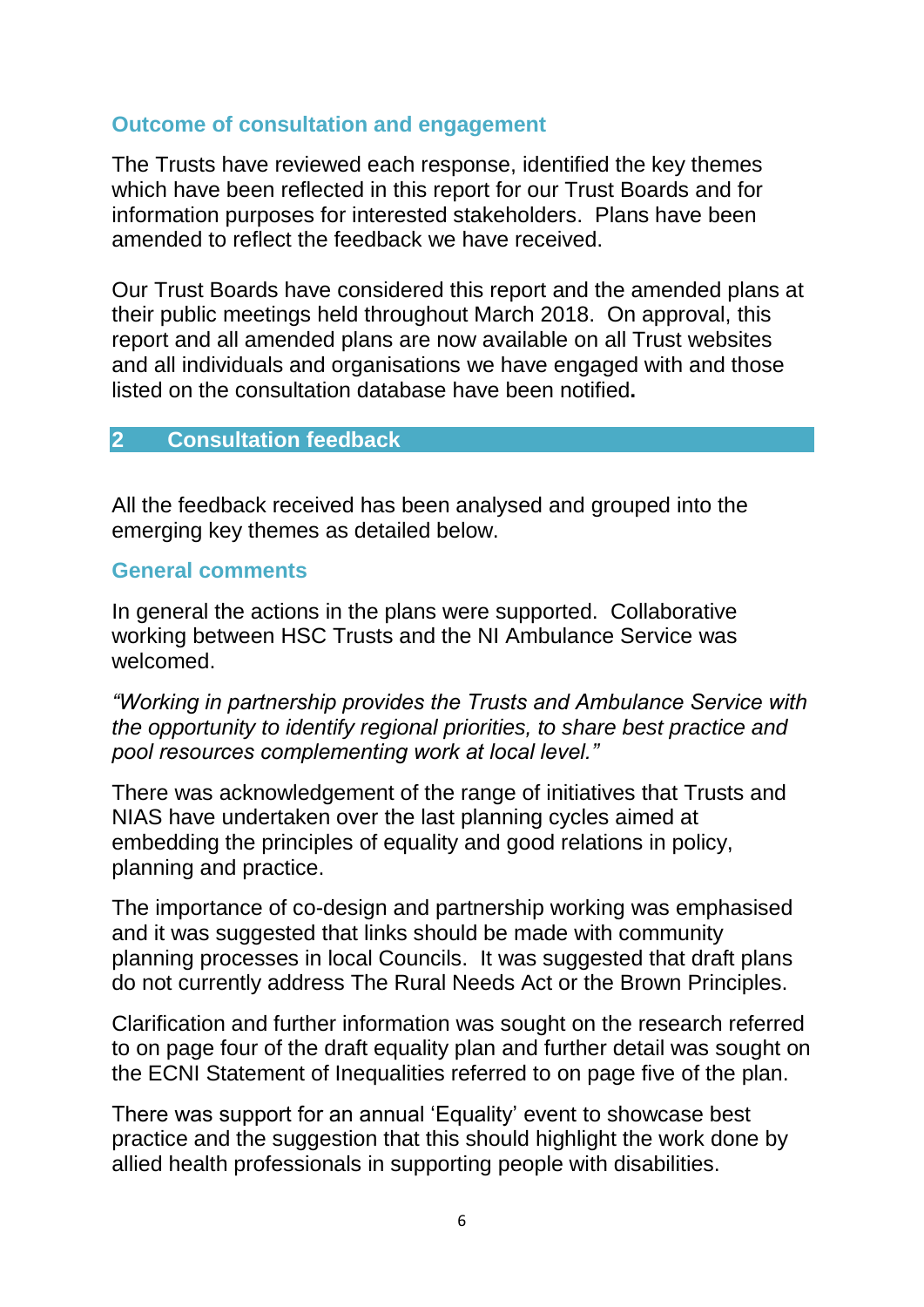### Outcome of consultation and engagement

The Trusts have reviewed each response, identified the key themes which have been reflected in this report for our Trust Boards and for information purposes for interested stakeholders. Plans have been amended to reflect the feedback we have received.

Our Trust Boards have considered this report and the amended plans at their public meetings held throughout March 2018. On approval, this report and all amended plans are now available on all Trust websites and all individuals and organisations we have engaged with and those listed on the consultation database have been notified.

## 2 Consultation feedback

All the feedback received has been analysed and grouped into the emerging key themes as detailed below.

### General comments

In general the actions in the plans were supported. Collaborative working between HSC Trusts and the NI Ambulance Service was welcomed.

*"Working in partnership provides the Trusts and Ambulance Service with the opportunity to identify regional priorities, to share best practice and pool resources complementing work at local level."*

There was acknowledgement of the range of initiatives that Trusts and NIAS have undertaken over the last planning cycles aimed at embedding the principles of equality and good relations in policy, planning and practice.

The importance of co-design and partnership working was emphasised and it was suggested that links should be made with community planning processes in local Councils. It was suggested that draft plans do not currently address The Rural Needs Act or the Brown Principles.

Clarification and further information was sought on the research referred to on page four of the draft equality plan and further detail was sought on the ECNI Statement of Inequalities referred to on page five of the plan.

There was support for an annual 'Equality' event to showcase best practice and the suggestion that this should highlight the work done by allied health professionals in supporting people with disabilities.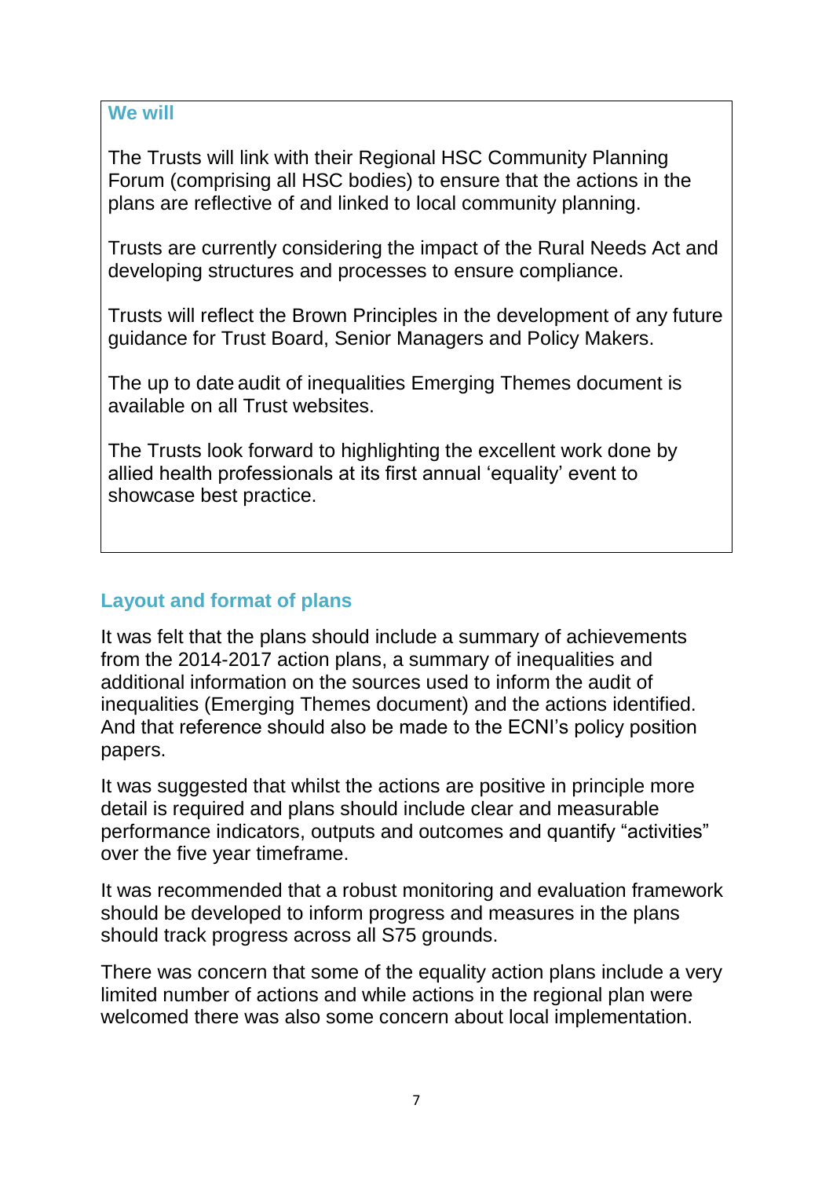**We will**

The Trusts will link with their Regional HSC Community Planning Forum (comprising all HSC bodies) to ensure that the actions in the plans are reflective of and linked to local community planning.

Trusts are currently considering the impact of the Rural Needs Act and developing structures and processes to ensure compliance.

Trusts will reflect the Brown Principles in the development of any future guidance for Trust Board, Senior Managers and Policy Makers.

The up to date audit of inequalities Emerging Themes document is available on all Trust websites.

The Trusts look forward to highlighting the excellent work done by allied health professionals at its first annual 'equality' event to showcase best practice.

## Layout and format of plans

It was felt that the plans should include a summary of achievements from the 2014-2017 action plans, a summary of inequalities and additional information on the sources used to inform the audit of inequalities (Emerging Themes document) and the actions identified. And that reference should also be made to the ECNI's policy position papers.

It was suggested that whilst the actions are positive in principle more detail is required and plans should include clear and measurable performance indicators, outputs and outcomes and quantify "activities" over the five year timeframe.

It was recommended that a robust monitoring and evaluation framework should be developed to inform progress and measures in the plans should track progress across all S75 grounds.

There was concern that some of the equality action plans include a very limited number of actions and while actions in the regional plan were welcomed there was also some concern about local implementation.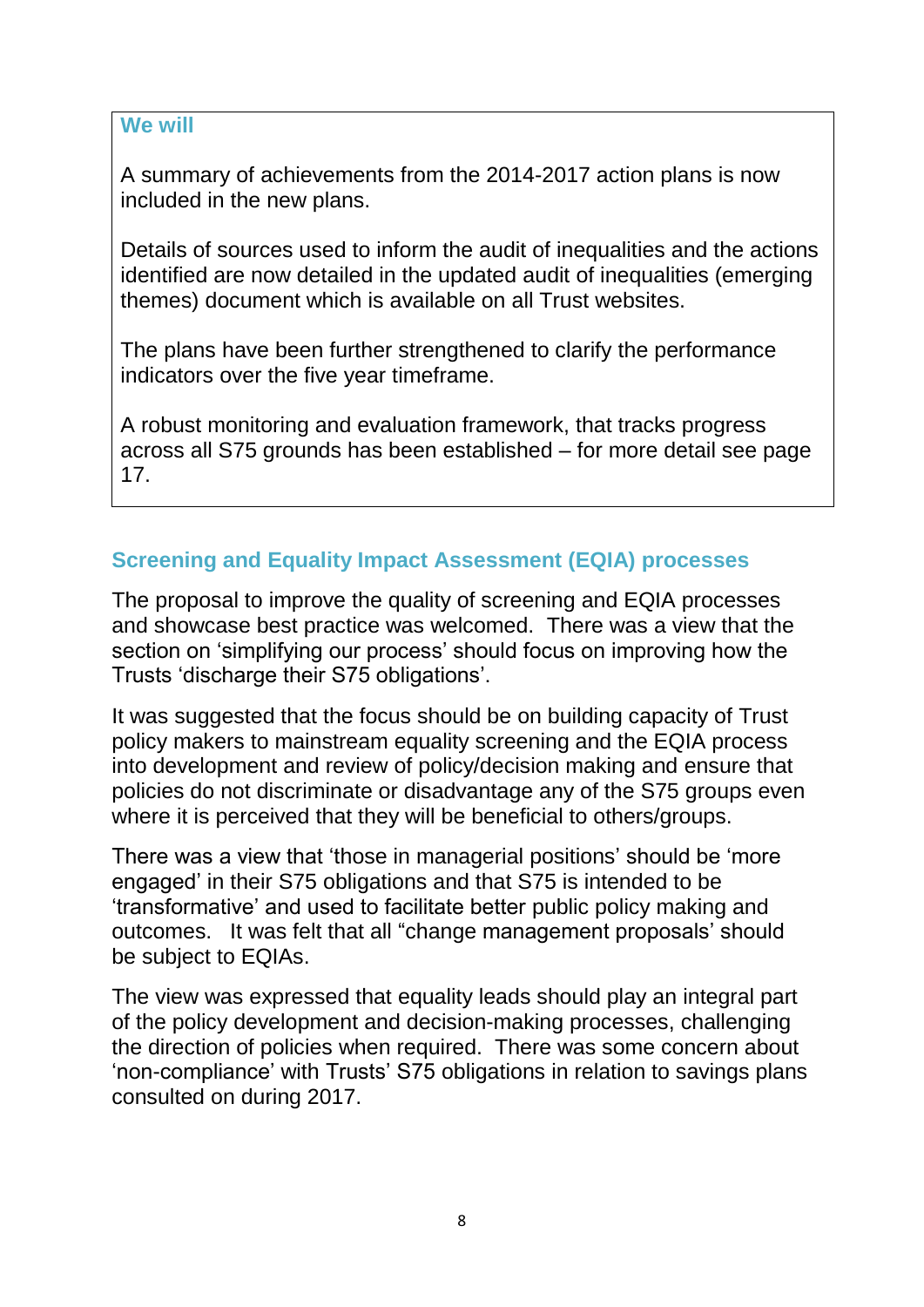### We will

A summary of achievements from the 2014-2017 action plans is now included in the new plans.

Details of sources used to inform the audit of inequalities and the actions identified are now detailed in the updated audit of inequalities (emerging themes) document which is available on all Trust websites.

The plans have been further strengthened to clarify the performance indicators over the five year timeframe.

A robust monitoring and evaluation framework, that tracks progress across all S75 grounds has been established – for more detail see page 17.

## Screening and Equality Impact Assessment (EQIA) processes

The proposal to improve the quality of screening and EQIA processes and showcase best practice was welcomed. There was a view that the section on 'simplifying our process' should focus on improving how the Trusts 'discharge their S75 obligations'.

It was suggested that the focus should be on building capacity of Trust policy makers to mainstream equality screening and the EQIA process into development and review of policy/decision making and ensure that policies do not discriminate or disadvantage any of the S75 groups even where it is perceived that they will be beneficial to others/groups.

There was a view that 'those in managerial positions' should be 'more engaged' in their S75 obligations and that S75 is intended to be 'transformative' and used to facilitate better public policy making and outcomes. It was felt that all "change management proposals' should be subject to EQIAs.

The view was expressed that equality leads should play an integral part of the policy development and decision-making processes, challenging the direction of policies when required. There was some concern about 'non-compliance' with Trusts' S75 obligations in relation to savings plans consulted on during 2017.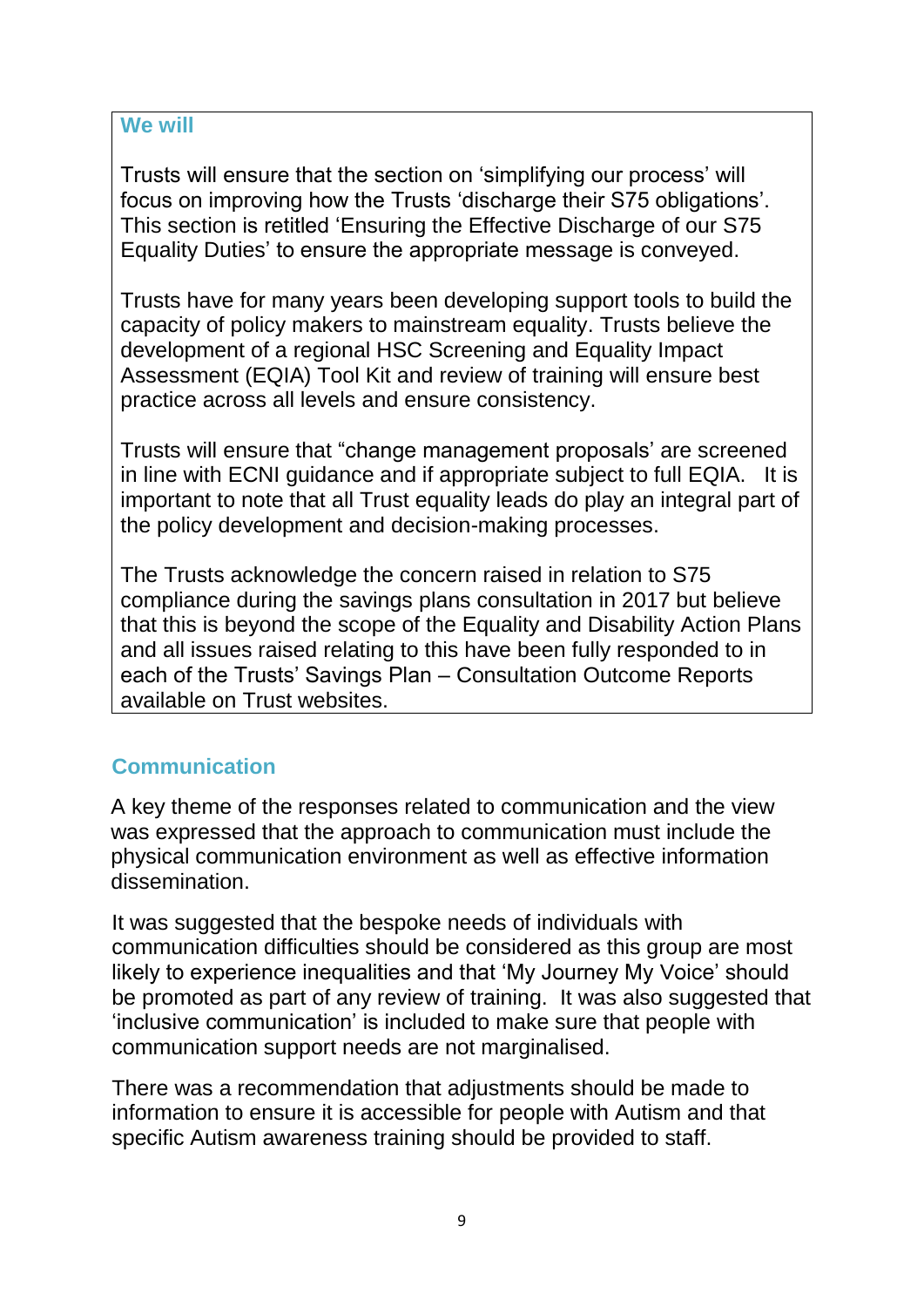**We will**

Trusts will ensure that the section on 'simplifying our process' will focus on improving how the Trusts 'discharge their S75 obligations'. This section is retitled 'Ensuring the Effective Discharge of our S75 Equality Duties' to ensure the appropriate message is conveyed.

Trusts have for many years been developing support tools to build the capacity of policy makers to mainstream equality. Trusts believe the development of a regional HSC Screening and Equality Impact Assessment (EQIA) Tool Kit and review of training will ensure best practice across all levels and ensure consistency.

Trusts will ensure that "change management proposals' are screened in line with ECNI guidance and if appropriate subject to full EQIA. It is important to note that all Trust equality leads do play an integral part of the policy development and decision-making processes.

The Trusts acknowledge the concern raised in relation to S75 compliance during the savings plans consultation in 2017 but believe that this is beyond the scope of the Equality and Disability Action Plans and all issues raised relating to this have been fully responded to in each of the Trusts' Savings Plan – Consultation Outcome Reports available on Trust websites.

## Communication

A key theme of the responses related to communication and the view was expressed that the approach to communication must include the physical communication environment as well as effective information dissemination.

It was suggested that the bespoke needs of individuals with communication difficulties should be considered as this group are most likely to experience inequalities and that 'My Journey My Voice' should be promoted as part of any review of training. It was also suggested that 'inclusive communication' is included to make sure that people with communication support needs are not marginalised.

There was a recommendation that adjustments should be made to information to ensure it is accessible for people with Autism and that specific Autism awareness training should be provided to staff.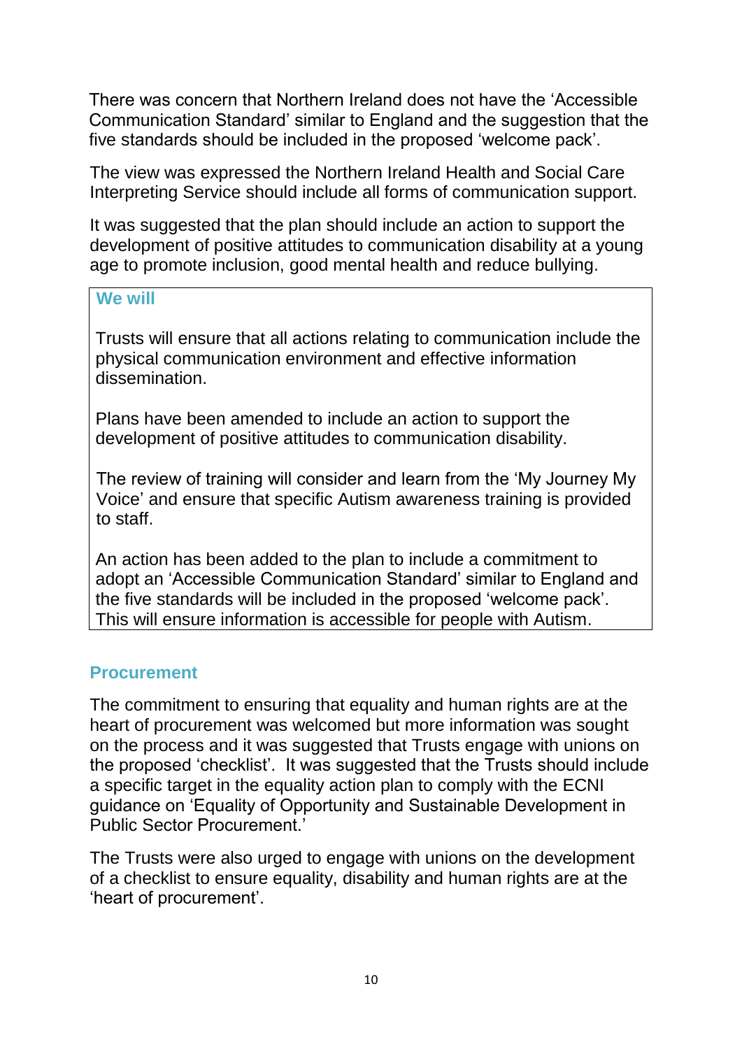There was concern that Northern Ireland does not have the 'Accessible Communication Standard' similar to England and the suggestion that the five standards should be included in the proposed 'welcome pack'.

The view was expressed the Northern Ireland Health and Social Care Interpreting Service should include all forms of communication support.

It was suggested that the plan should include an action to support the development of positive attitudes to communication disability at a young age to promote inclusion, good mental health and reduce bullying.

> **We will**
>
> Trusts will ensure that all actions relating to communication include the physical communication environment and effective information dissemination.
>
> Plans have been amended to include an action to support the development of positive attitudes to communication disability.
>
> The review of training will consider and learn from the 'My Journey My Voice' and ensure that specific Autism awareness training is provided to staff.
>
> An action has been added to the plan to include a commitment to adopt an 'Accessible Communication Standard' similar to England and the five standards will be included in the proposed 'welcome pack'. This will ensure information is accessible for people with Autism.

## Procurement

The commitment to ensuring that equality and human rights are at the heart of procurement was welcomed but more information was sought on the process and it was suggested that Trusts engage with unions on the proposed 'checklist'. It was suggested that the Trusts should include a specific target in the equality action plan to comply with the ECNI guidance on 'Equality of Opportunity and Sustainable Development in Public Sector Procurement.'

The Trusts were also urged to engage with unions on the development of a checklist to ensure equality, disability and human rights are at the 'heart of procurement'.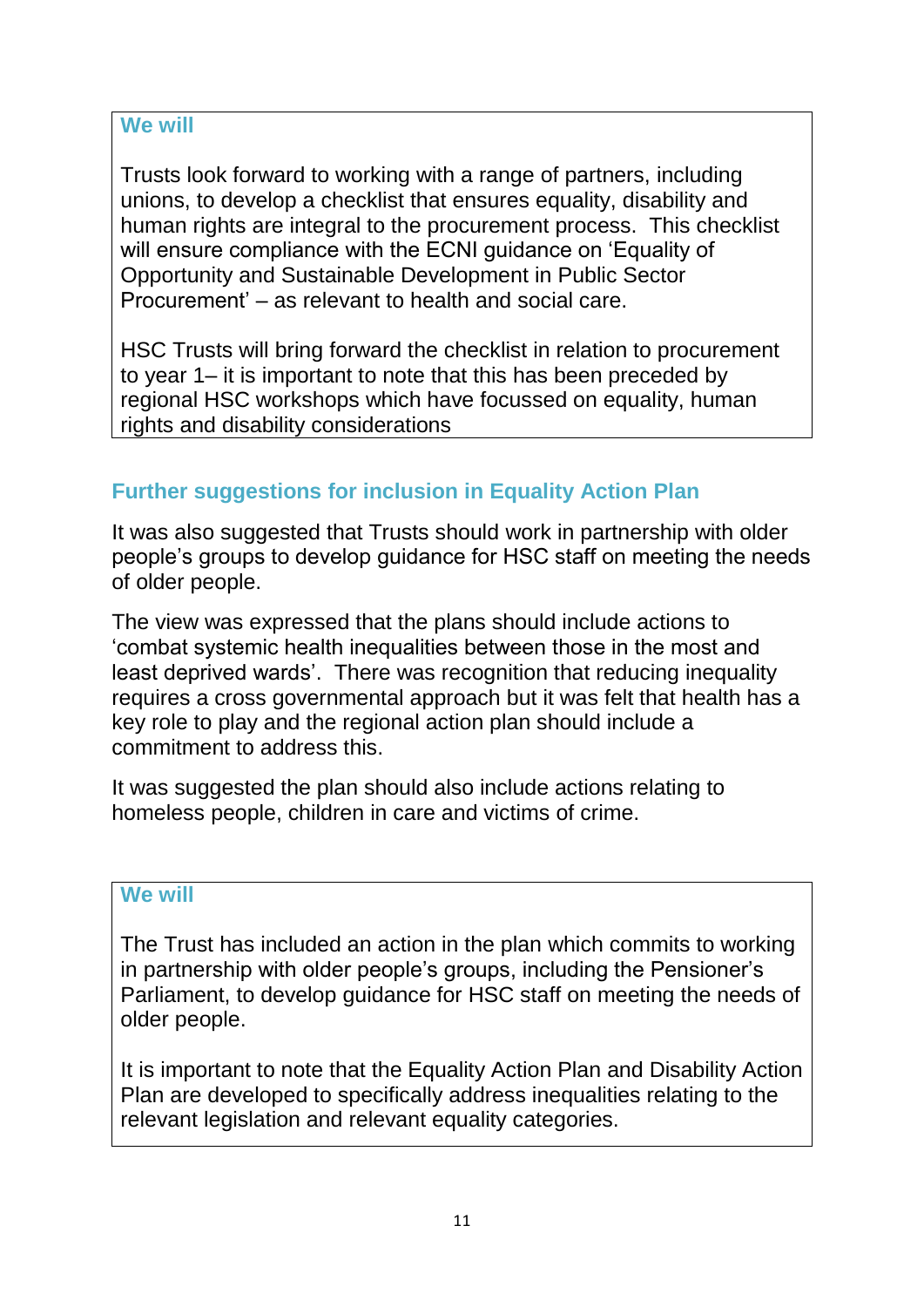**We will**

Trusts look forward to working with a range of partners, including unions, to develop a checklist that ensures equality, disability and human rights are integral to the procurement process. This checklist will ensure compliance with the ECNI guidance on 'Equality of Opportunity and Sustainable Development in Public Sector Procurement' – as relevant to health and social care.

HSC Trusts will bring forward the checklist in relation to procurement to year 1– it is important to note that this has been preceded by regional HSC workshops which have focussed on equality, human rights and disability considerations

## Further suggestions for inclusion in Equality Action Plan

It was also suggested that Trusts should work in partnership with older people's groups to develop guidance for HSC staff on meeting the needs of older people.

The view was expressed that the plans should include actions to 'combat systemic health inequalities between those in the most and least deprived wards'. There was recognition that reducing inequality requires a cross governmental approach but it was felt that health has a key role to play and the regional action plan should include a commitment to address this.

It was suggested the plan should also include actions relating to homeless people, children in care and victims of crime.

**We will**

The Trust has included an action in the plan which commits to working in partnership with older people's groups, including the Pensioner's Parliament, to develop guidance for HSC staff on meeting the needs of older people.

It is important to note that the Equality Action Plan and Disability Action Plan are developed to specifically address inequalities relating to the relevant legislation and relevant equality categories.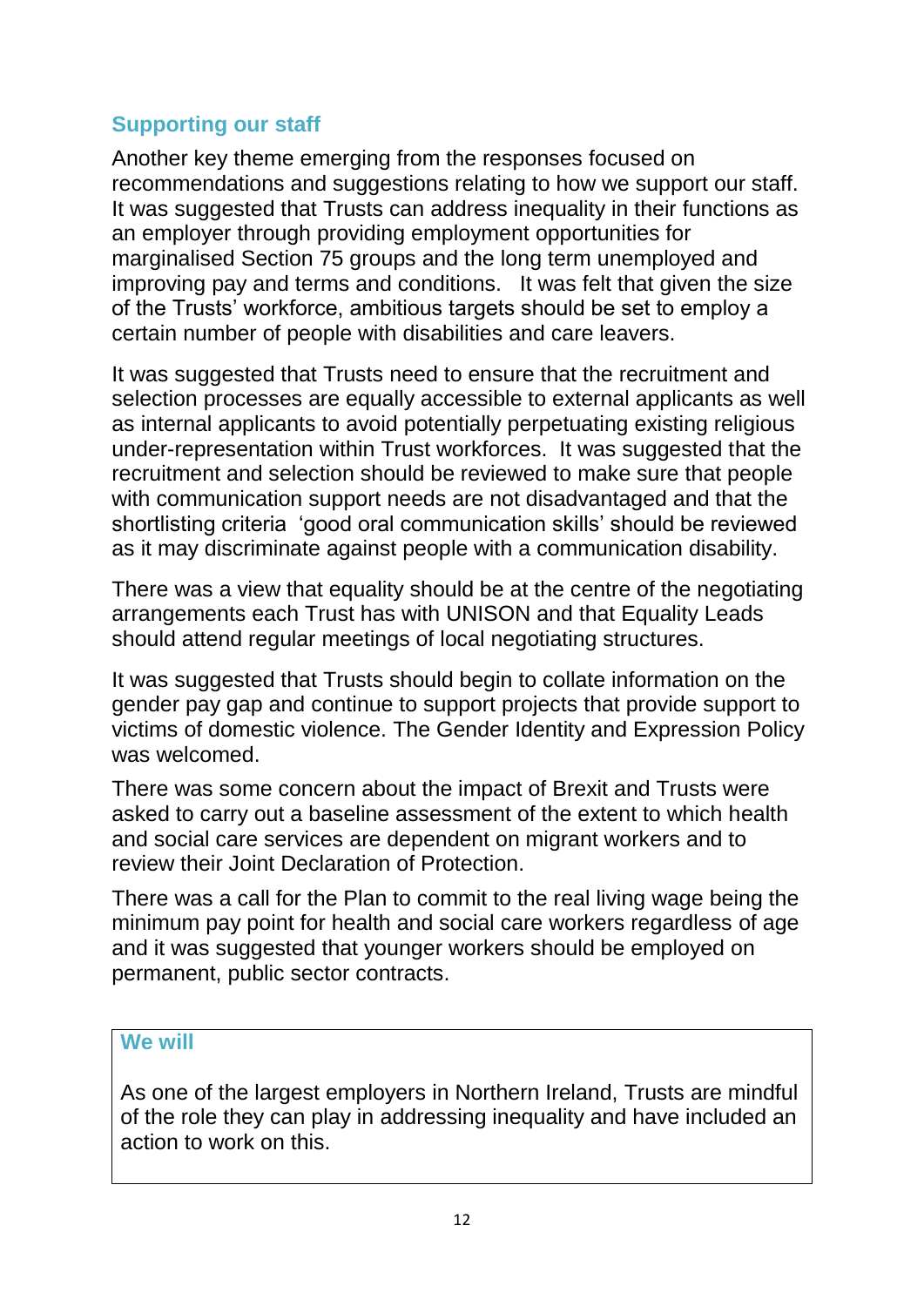## Supporting our staff

Another key theme emerging from the responses focused on recommendations and suggestions relating to how we support our staff. It was suggested that Trusts can address inequality in their functions as an employer through providing employment opportunities for marginalised Section 75 groups and the long term unemployed and improving pay and terms and conditions. It was felt that given the size of the Trusts' workforce, ambitious targets should be set to employ a certain number of people with disabilities and care leavers.

It was suggested that Trusts need to ensure that the recruitment and selection processes are equally accessible to external applicants as well as internal applicants to avoid potentially perpetuating existing religious under-representation within Trust workforces. It was suggested that the recruitment and selection should be reviewed to make sure that people with communication support needs are not disadvantaged and that the shortlisting criteria 'good oral communication skills' should be reviewed as it may discriminate against people with a communication disability.

There was a view that equality should be at the centre of the negotiating arrangements each Trust has with UNISON and that Equality Leads should attend regular meetings of local negotiating structures.

It was suggested that Trusts should begin to collate information on the gender pay gap and continue to support projects that provide support to victims of domestic violence. The Gender Identity and Expression Policy was welcomed.

There was some concern about the impact of Brexit and Trusts were asked to carry out a baseline assessment of the extent to which health and social care services are dependent on migrant workers and to review their Joint Declaration of Protection.

There was a call for the Plan to commit to the real living wage being the minimum pay point for health and social care workers regardless of age and it was suggested that younger workers should be employed on permanent, public sector contracts.

### We will

As one of the largest employers in Northern Ireland, Trusts are mindful of the role they can play in addressing inequality and have included an action to work on this.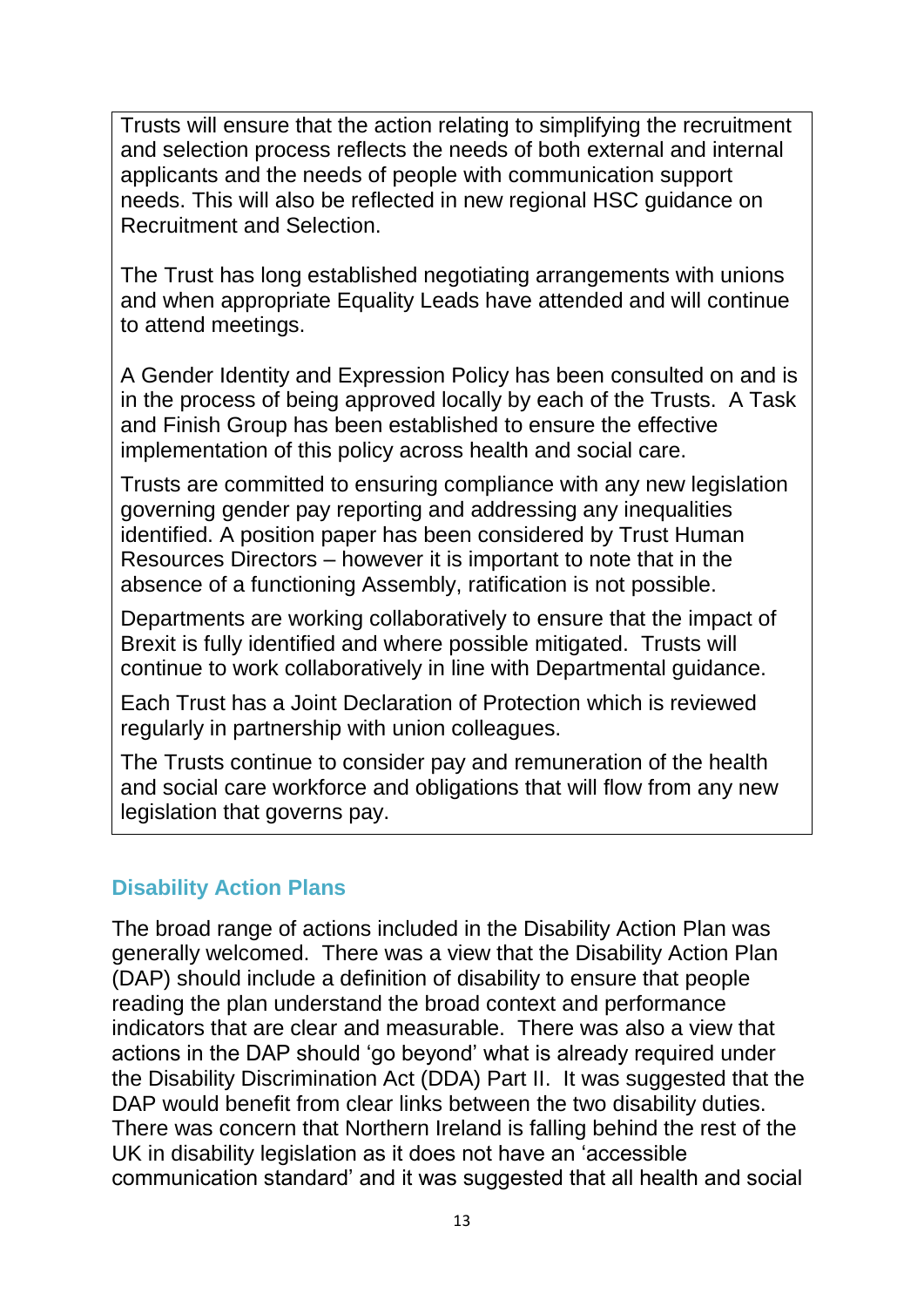Trusts will ensure that the action relating to simplifying the recruitment and selection process reflects the needs of both external and internal applicants and the needs of people with communication support needs. This will also be reflected in new regional HSC guidance on Recruitment and Selection.

The Trust has long established negotiating arrangements with unions and when appropriate Equality Leads have attended and will continue to attend meetings.

A Gender Identity and Expression Policy has been consulted on and is in the process of being approved locally by each of the Trusts. A Task and Finish Group has been established to ensure the effective implementation of this policy across health and social care.

Trusts are committed to ensuring compliance with any new legislation governing gender pay reporting and addressing any inequalities identified. A position paper has been considered by Trust Human Resources Directors – however it is important to note that in the absence of a functioning Assembly, ratification is not possible.

Departments are working collaboratively to ensure that the impact of Brexit is fully identified and where possible mitigated. Trusts will continue to work collaboratively in line with Departmental guidance.

Each Trust has a Joint Declaration of Protection which is reviewed regularly in partnership with union colleagues.

The Trusts continue to consider pay and remuneration of the health and social care workforce and obligations that will flow from any new legislation that governs pay.

## Disability Action Plans

The broad range of actions included in the Disability Action Plan was generally welcomed. There was a view that the Disability Action Plan (DAP) should include a definition of disability to ensure that people reading the plan understand the broad context and performance indicators that are clear and measurable. There was also a view that actions in the DAP should 'go beyond' what is already required under the Disability Discrimination Act (DDA) Part II. It was suggested that the DAP would benefit from clear links between the two disability duties. There was concern that Northern Ireland is falling behind the rest of the UK in disability legislation as it does not have an 'accessible communication standard' and it was suggested that all health and social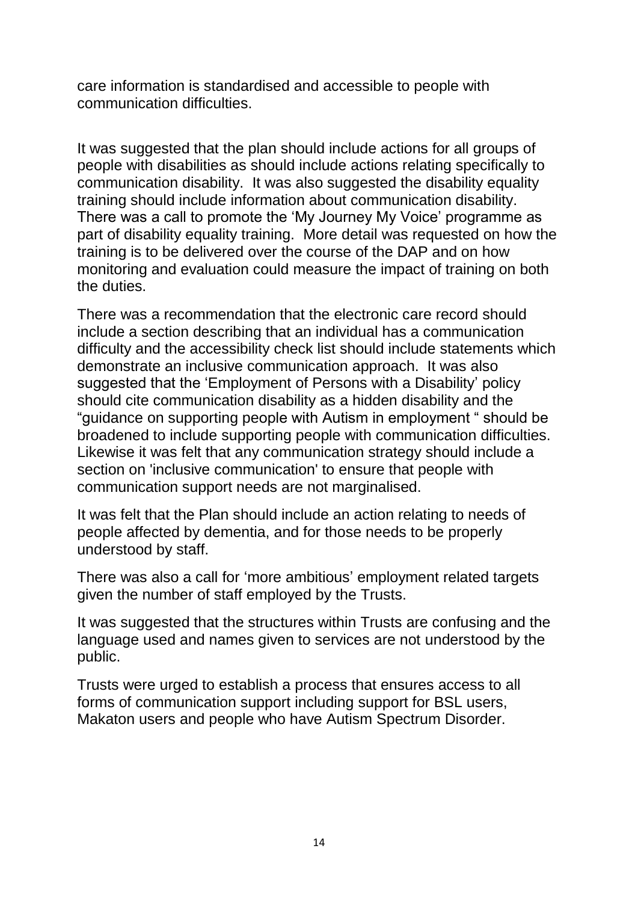care information is standardised and accessible to people with communication difficulties.

It was suggested that the plan should include actions for all groups of people with disabilities as should include actions relating specifically to communication disability. It was also suggested the disability equality training should include information about communication disability. There was a call to promote the 'My Journey My Voice' programme as part of disability equality training. More detail was requested on how the training is to be delivered over the course of the DAP and on how monitoring and evaluation could measure the impact of training on both the duties.

There was a recommendation that the electronic care record should include a section describing that an individual has a communication difficulty and the accessibility check list should include statements which demonstrate an inclusive communication approach. It was also suggested that the 'Employment of Persons with a Disability' policy should cite communication disability as a hidden disability and the "guidance on supporting people with Autism in employment " should be broadened to include supporting people with communication difficulties. Likewise it was felt that any communication strategy should include a section on 'inclusive communication' to ensure that people with communication support needs are not marginalised.

It was felt that the Plan should include an action relating to needs of people affected by dementia, and for those needs to be properly understood by staff.

There was also a call for 'more ambitious' employment related targets given the number of staff employed by the Trusts.

It was suggested that the structures within Trusts are confusing and the language used and names given to services are not understood by the public.

Trusts were urged to establish a process that ensures access to all forms of communication support including support for BSL users, Makaton users and people who have Autism Spectrum Disorder.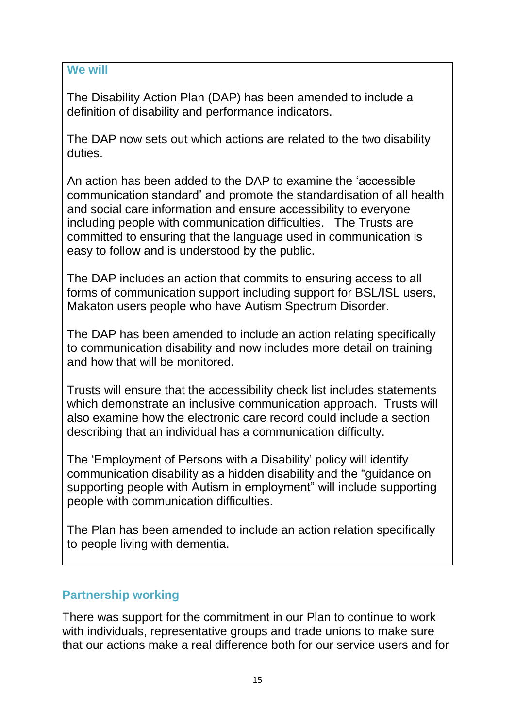### We will

The Disability Action Plan (DAP) has been amended to include a definition of disability and performance indicators.

The DAP now sets out which actions are related to the two disability duties.

An action has been added to the DAP to examine the 'accessible communication standard' and promote the standardisation of all health and social care information and ensure accessibility to everyone including people with communication difficulties. The Trusts are committed to ensuring that the language used in communication is easy to follow and is understood by the public.

The DAP includes an action that commits to ensuring access to all forms of communication support including support for BSL/ISL users, Makaton users people who have Autism Spectrum Disorder.

The DAP has been amended to include an action relating specifically to communication disability and now includes more detail on training and how that will be monitored.

Trusts will ensure that the accessibility check list includes statements which demonstrate an inclusive communication approach. Trusts will also examine how the electronic care record could include a section describing that an individual has a communication difficulty.

The 'Employment of Persons with a Disability' policy will identify communication disability as a hidden disability and the "guidance on supporting people with Autism in employment" will include supporting people with communication difficulties.

The Plan has been amended to include an action relation specifically to people living with dementia.

## Partnership working

There was support for the commitment in our Plan to continue to work with individuals, representative groups and trade unions to make sure that our actions make a real difference both for our service users and for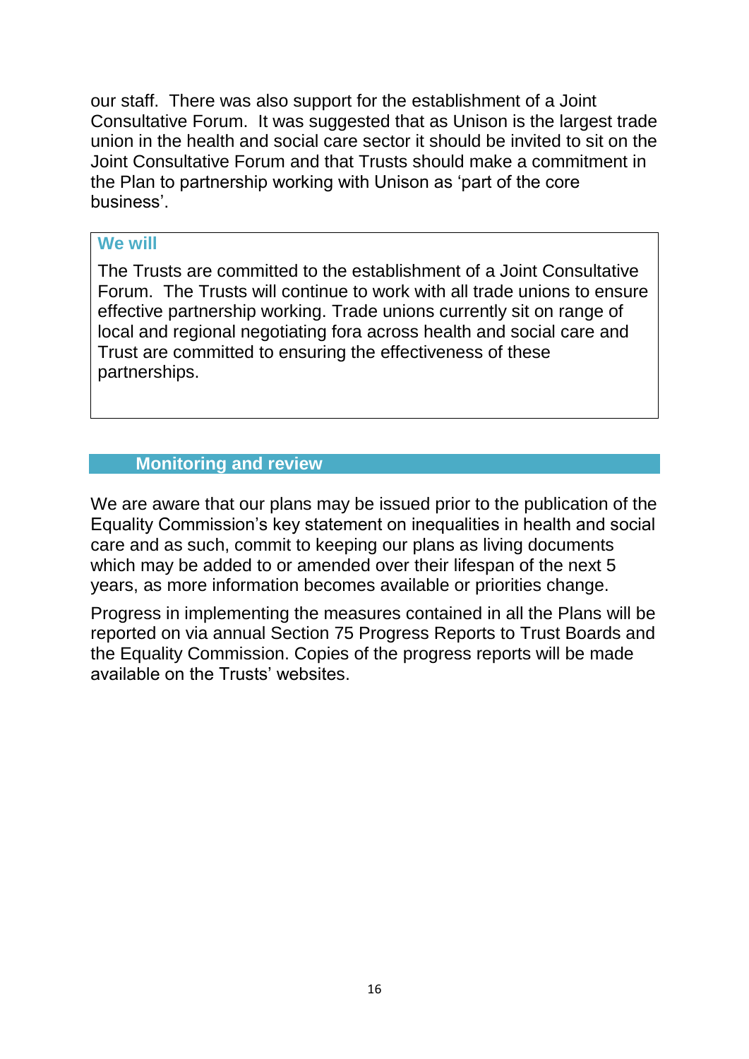our staff. There was also support for the establishment of a Joint Consultative Forum. It was suggested that as Unison is the largest trade union in the health and social care sector it should be invited to sit on the Joint Consultative Forum and that Trusts should make a commitment in the Plan to partnership working with Unison as 'part of the core business'.

**We will**

The Trusts are committed to the establishment of a Joint Consultative Forum. The Trusts will continue to work with all trade unions to ensure effective partnership working. Trade unions currently sit on range of local and regional negotiating fora across health and social care and Trust are committed to ensuring the effectiveness of these partnerships.

## Monitoring and review

We are aware that our plans may be issued prior to the publication of the Equality Commission's key statement on inequalities in health and social care and as such, commit to keeping our plans as living documents which may be added to or amended over their lifespan of the next 5 years, as more information becomes available or priorities change.

Progress in implementing the measures contained in all the Plans will be reported on via annual Section 75 Progress Reports to Trust Boards and the Equality Commission. Copies of the progress reports will be made available on the Trusts' websites.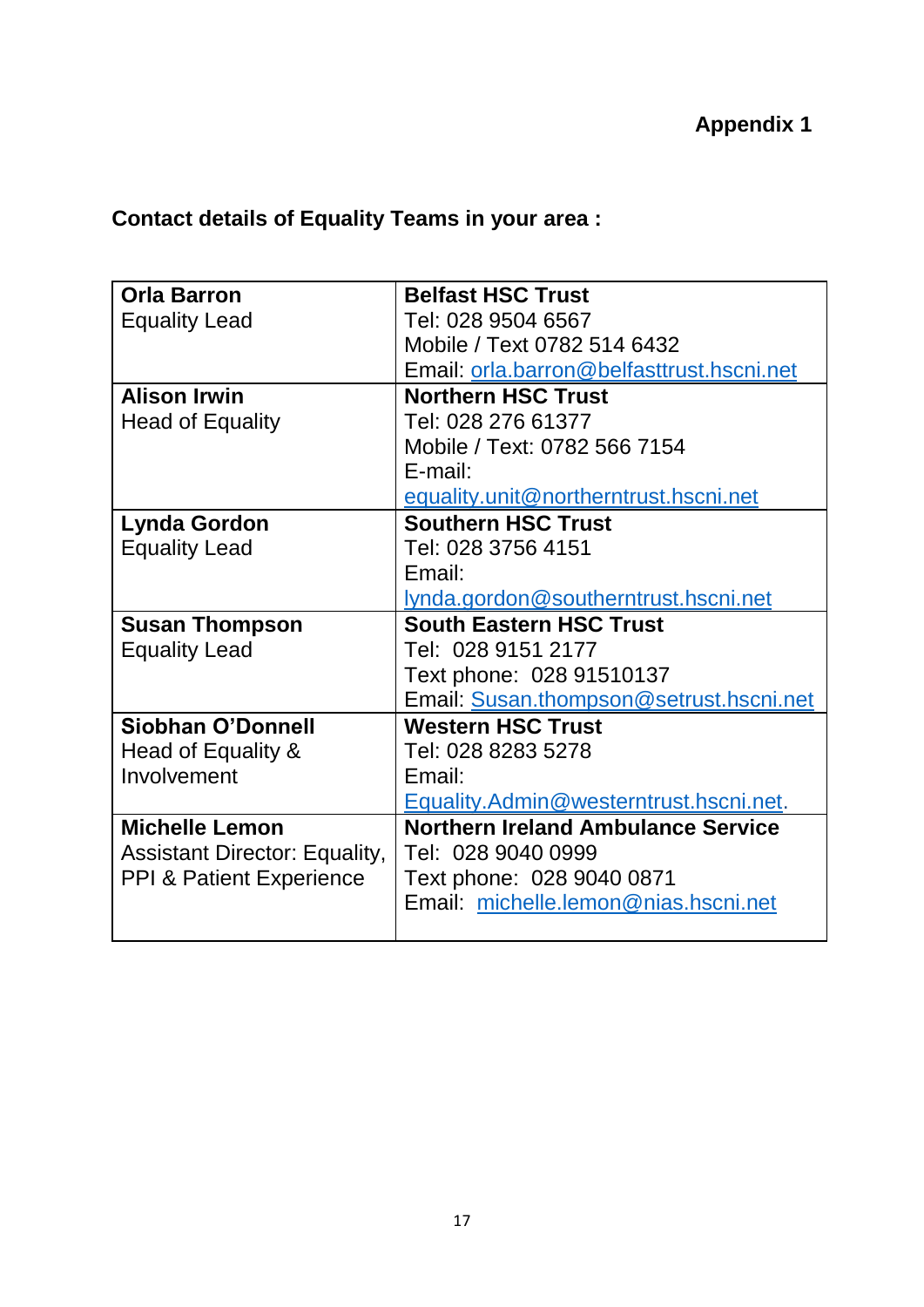**Appendix 1**

**Contact details of Equality Teams in your area :**

| | |
|---|---|
| **Orla Barron**<br>Equality Lead | **Belfast HSC Trust**<br>Tel: 028 9504 6567<br>Mobile / Text 0782 514 6432<br>Email: orla.barron@belfasttrust.hscni.net |
| **Alison Irwin**<br>Head of Equality | **Northern HSC Trust**<br>Tel: 028 276 61377<br>Mobile / Text: 0782 566 7154<br>E-mail:<br>equality.unit@northerntrust.hscni.net |
| **Lynda Gordon**<br>Equality Lead | **Southern HSC Trust**<br>Tel: 028 3756 4151<br>Email:<br>lynda.gordon@southerntrust.hscni.net |
| **Susan Thompson**<br>Equality Lead | **South Eastern HSC Trust**<br>Tel: 028 9151 2177<br>Text phone: 028 91510137<br>Email: Susan.thompson@setrust.hscni.net |
| **Siobhan O'Donnell**<br>Head of Equality & Involvement | **Western HSC Trust**<br>Tel: 028 8283 5278<br>Email:<br>Equality.Admin@westerntrust.hscni.net. |
| **Michelle Lemon**<br>Assistant Director: Equality, PPI & Patient Experience | **Northern Ireland Ambulance Service**<br>Tel: 028 9040 0999<br>Text phone: 028 9040 0871<br>Email: michelle.lemon@nias.hscni.net |